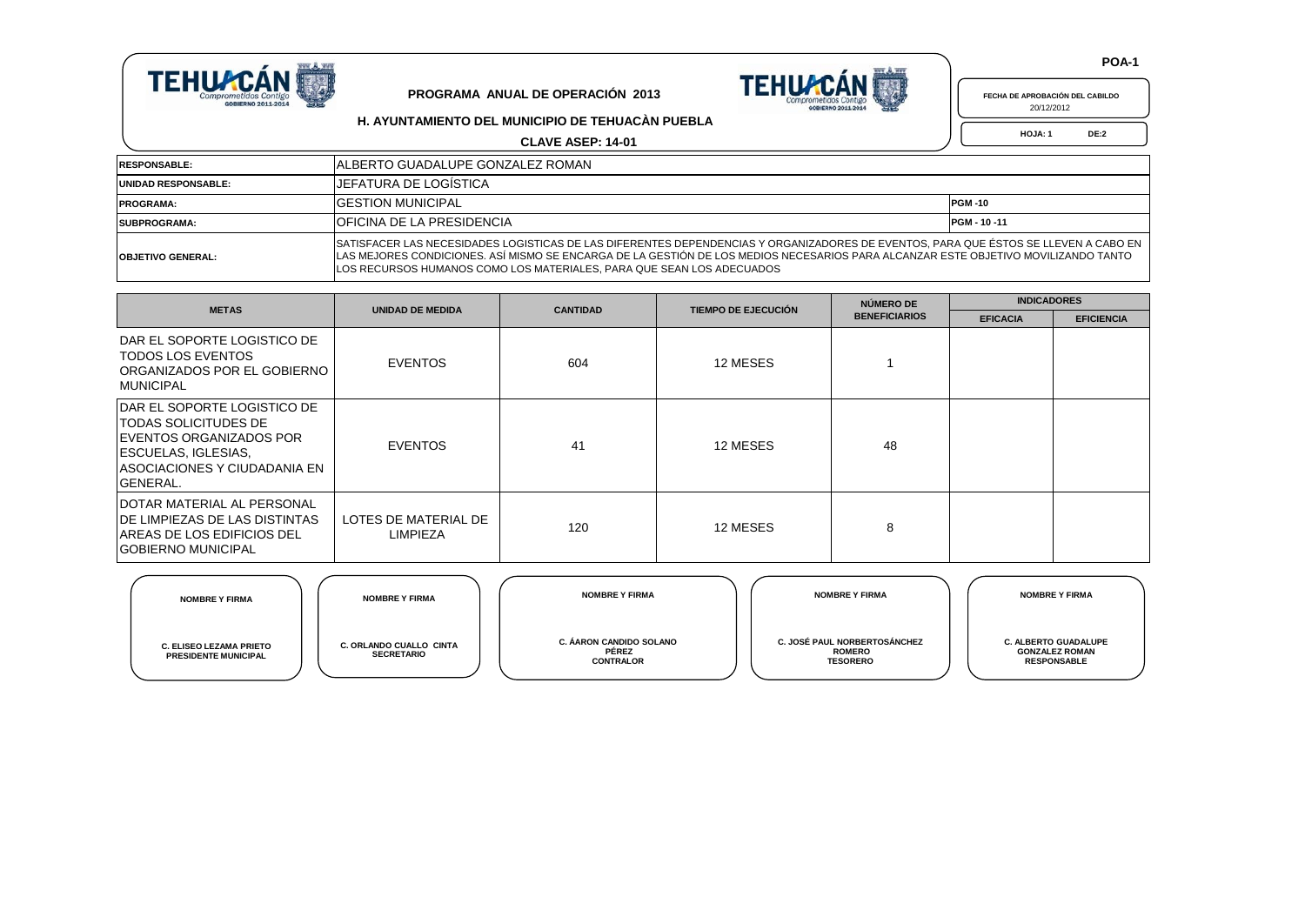POA-1

**PROGRAMA ANUAL DE OPERACIÓN 2013**

**H. AYUNTAMIENTO DEL MUNICIPIO DE TEHUACÀN PUEBLA**

**CLAVE ASEP: 14-01**

**FECHA DE APROBACIÓN DEL CABILDO** 20/12/2012

**HOJA: 1 DE:2**

| | | |
|---|---|---|
| **RESPONSABLE:** | ALBERTO GUADALUPE GONZALEZ ROMAN | |
| **UNIDAD RESPONSABLE:** | JEFATURA DE LOGÍSTICA | |
| **PROGRAMA:** | GESTION MUNICIPAL | **PGM -10** |
| **SUBPROGRAMA:** | OFICINA DE LA PRESIDENCIA | **PGM - 10 -11** |
| **OBJETIVO GENERAL:** | SATISFACER LAS NECESIDADES LOGISTICAS DE LAS DIFERENTES DEPENDENCIAS Y ORGANIZADORES DE EVENTOS, PARA QUE ÉSTOS SE LLEVEN A CABO EN LAS MEJORES CONDICIONES. ASÍ MISMO SE ENCARGA DE LA GESTIÓN DE LOS MEDIOS NECESARIOS PARA ALCANZAR ESTE OBJETIVO MOVILIZANDO TANTO LOS RECURSOS HUMANOS COMO LOS MATERIALES, PARA QUE SEAN LOS ADECUADOS | |

| METAS | UNIDAD DE MEDIDA | CANTIDAD | TIEMPO DE EJECUCIÓN | NÚMERO DE BENEFICIARIOS | INDICADORES | |
|---|---|---|---|---|---|---|
| | | | | | EFICACIA | EFICIENCIA |
| DAR EL SOPORTE LOGISTICO DE TODOS LOS EVENTOS ORGANIZADOS POR EL GOBIERNO MUNICIPAL | EVENTOS | 604 | 12 MESES | 1 | | |
| DAR EL SOPORTE LOGISTICO DE TODAS SOLICITUDES DE EVENTOS ORGANIZADOS POR ESCUELAS, IGLESIAS, ASOCIACIONES Y CIUDADANIA EN GENERAL. | EVENTOS | 41 | 12 MESES | 48 | | |
| DOTAR MATERIAL AL PERSONAL DE LIMPIEZAS DE LAS DISTINTAS AREAS DE LOS EDIFICIOS DEL GOBIERNO MUNICIPAL | LOTES DE MATERIAL DE LIMPIEZA | 120 | 12 MESES | 8 | | |

| NOMBRE Y FIRMA | NOMBRE Y FIRMA | NOMBRE Y FIRMA | NOMBRE Y FIRMA | NOMBRE Y FIRMA |
|---|---|---|---|---|
| C. ELISEO LEZAMA PRIETO<br>PRESIDENTE MUNICIPAL | C. ORLANDO CUALLO CINTA<br>SECRETARIO | C. ÁARON CANDIDO SOLANO PÉREZ<br>CONTRALOR | C. JOSÉ PAUL NORBERTOSÁNCHEZ ROMERO<br>TESORERO | C. ALBERTO GUADALUPE GONZALEZ ROMAN<br>RESPONSABLE |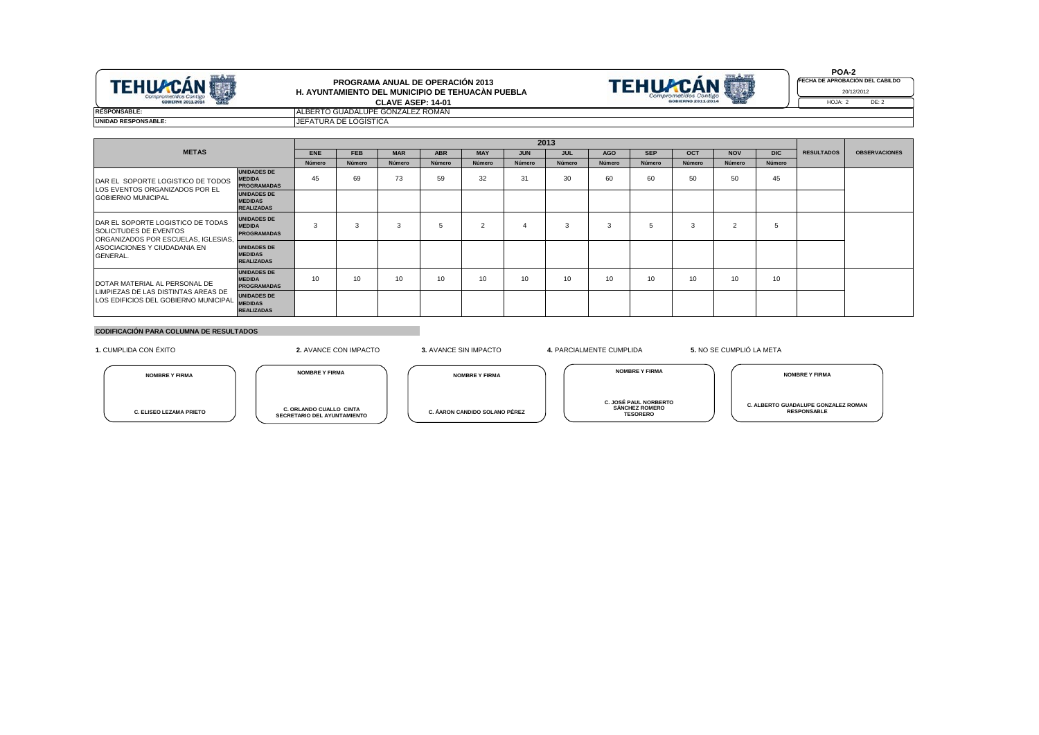**PROGRAMA ANUAL DE OPERACIÓN 2013**
**H. AYUNTAMIENTO DEL MUNICIPIO DE TEHUACÁN PUEBLA**
**CLAVE ASEP: 14-01**

**POA-2**

**FECHA DE APROBACIÓN DEL CABILDO**
20/12/2012
HOJA: 2 DE: 2

| | |
|---|---|
| **RESPONSABLE:** | ALBERTO GUADALUPE GONZALEZ ROMAN |
| **UNIDAD RESPONSABLE:** | JEFATURA DE LOGÍSTICA |

| METAS | | 2013 | | | | | | | | | | | | RESULTADOS | OBSERVACIONES |
|---|---|---|---|---|---|---|---|---|---|---|---|---|---|---|---|
| | | ENE | FEB | MAR | ABR | MAY | JUN | JUL | AGO | SEP | OCT | NOV | DIC | | |
| | | Número | Número | Número | Número | Número | Número | Número | Número | Número | Número | Número | Número | | |
| DAR EL SOPORTE LOGISTICO DE TODOS LOS EVENTOS ORGANIZADOS POR EL GOBIERNO MUNICIPAL | UNIDADES DE MEDIDA PROGRAMADAS | 45 | 69 | 73 | 59 | 32 | 31 | 30 | 60 | 60 | 50 | 50 | 45 | | |
| | UNIDADES DE MEDIDAS REALIZADAS | | | | | | | | | | | | | | |
| DAR EL SOPORTE LOGISTICO DE TODAS SOLICITUDES DE EVENTOS ORGANIZADOS POR ESCUELAS, IGLESIAS, ASOCIACIONES Y CIUDADANIA EN GENERAL. | UNIDADES DE MEDIDA PROGRAMADAS | 3 | 3 | 3 | 5 | 2 | 4 | 3 | 3 | 5 | 3 | 2 | 5 | | |
| | UNIDADES DE MEDIDAS REALIZADAS | | | | | | | | | | | | | | |
| DOTAR MATERIAL AL PERSONAL DE LIMPIEZAS DE LAS DISTINTAS AREAS DE LOS EDIFICIOS DEL GOBIERNO MUNICIPAL | UNIDADES DE MEDIDA PROGRAMADAS | 10 | 10 | 10 | 10 | 10 | 10 | 10 | 10 | 10 | 10 | 10 | 10 | | |
| | UNIDADES DE MEDIDAS REALIZADAS | | | | | | | | | | | | | | |

**CODIFICACIÓN PARA COLUMNA DE RESULTADOS**

**1.** CUMPLIDA CON ÉXITO **2.** AVANCE CON IMPACTO **3.** AVANCE SIN IMPACTO **4.** PARCIALMENTE CUMPLIDA **5.** NO SE CUMPLIÓ LA META

| NOMBRE Y FIRMA | NOMBRE Y FIRMA | NOMBRE Y FIRMA | NOMBRE Y FIRMA | NOMBRE Y FIRMA |
|---|---|---|---|---|
| C. ELISEO LEZAMA PRIETO | C. ORLANDO CUALLO CINTA<br>SECRETARIO DEL AYUNTAMIENTO | C. ÁARON CANDIDO SOLANO PÉREZ | C. JOSÉ PAUL NORBERTO SÁNCHEZ ROMERO<br>TESORERO | C. ALBERTO GUADALUPE GONZALEZ ROMAN<br>RESPONSABLE |